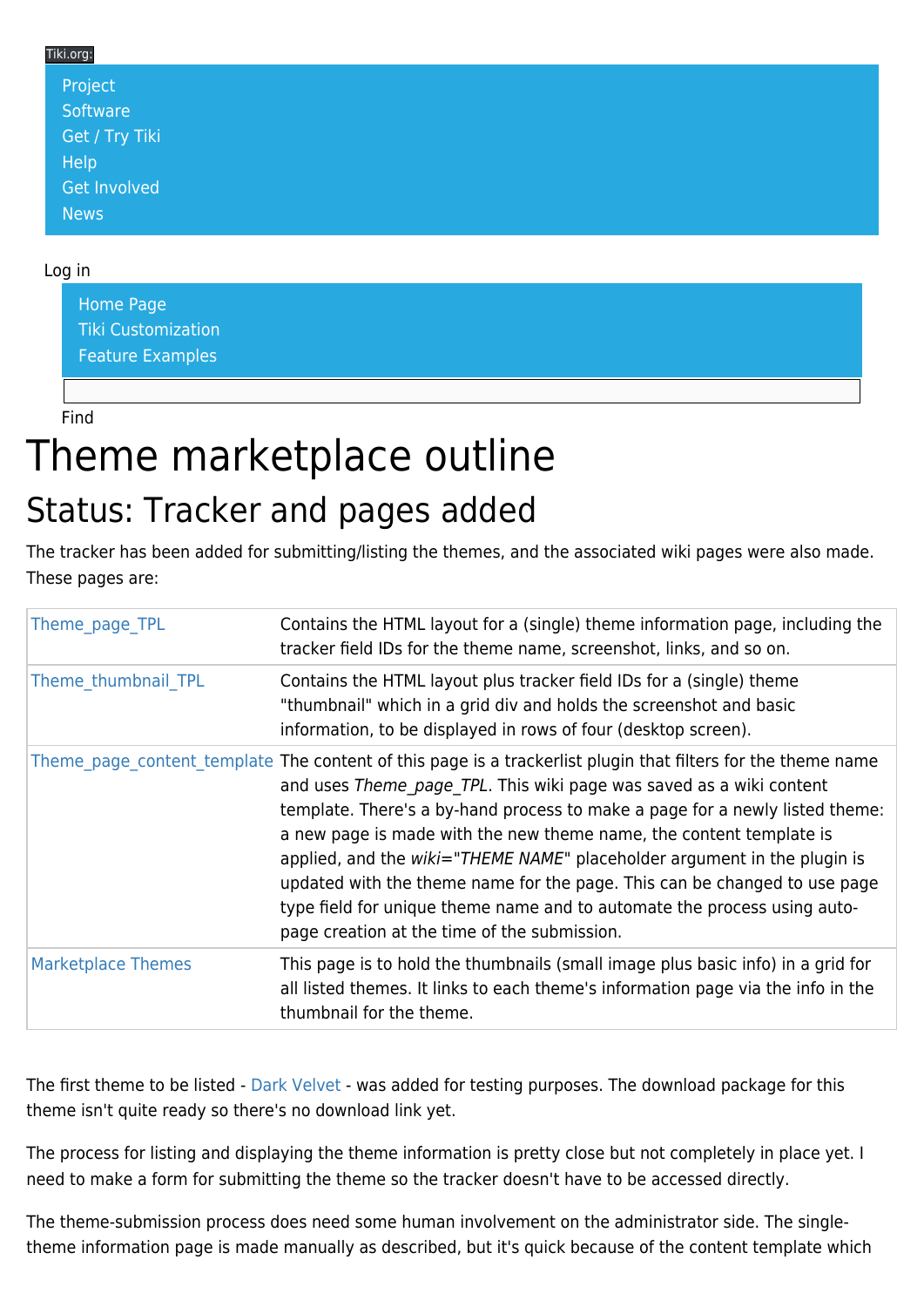Tiki.org:

- Project
- Software
- Get / Try Tiki
- Help
- Get Involved
- News

Log in

- Home Page
- Tiki Customization
- Feature Examples

Find

# Theme marketplace outline

## Status: Tracker and pages added

The tracker has been added for submitting/listing the themes, and the associated wiki pages were also made. These pages are:

| | |
|---|---|
| Theme_page_TPL | Contains the HTML layout for a (single) theme information page, including the tracker field IDs for the theme name, screenshot, links, and so on. |
| Theme_thumbnail_TPL | Contains the HTML layout plus tracker field IDs for a (single) theme "thumbnail" which in a grid div and holds the screenshot and basic information, to be displayed in rows of four (desktop screen). |
| Theme_page_content_template | The content of this page is a trackerlist plugin that filters for the theme name and uses *Theme_page_TPL*. This wiki page was saved as a wiki content template. There's a by-hand process to make a page for a newly listed theme: a new page is made with the new theme name, the content template is applied, and the *wiki="THEME NAME"* placeholder argument in the plugin is updated with the theme name for the page. This can be changed to use page type field for unique theme name and to automate the process using auto-page creation at the time of the submission. |
| Marketplace Themes | This page is to hold the thumbnails (small image plus basic info) in a grid for all listed themes. It links to each theme's information page via the info in the thumbnail for the theme. |

The first theme to be listed - Dark Velvet - was added for testing purposes. The download package for this theme isn't quite ready so there's no download link yet.

The process for listing and displaying the theme information is pretty close but not completely in place yet. I need to make a form for submitting the theme so the tracker doesn't have to be accessed directly.

The theme-submission process does need some human involvement on the administrator side. The single-theme information page is made manually as described, but it's quick because of the content template which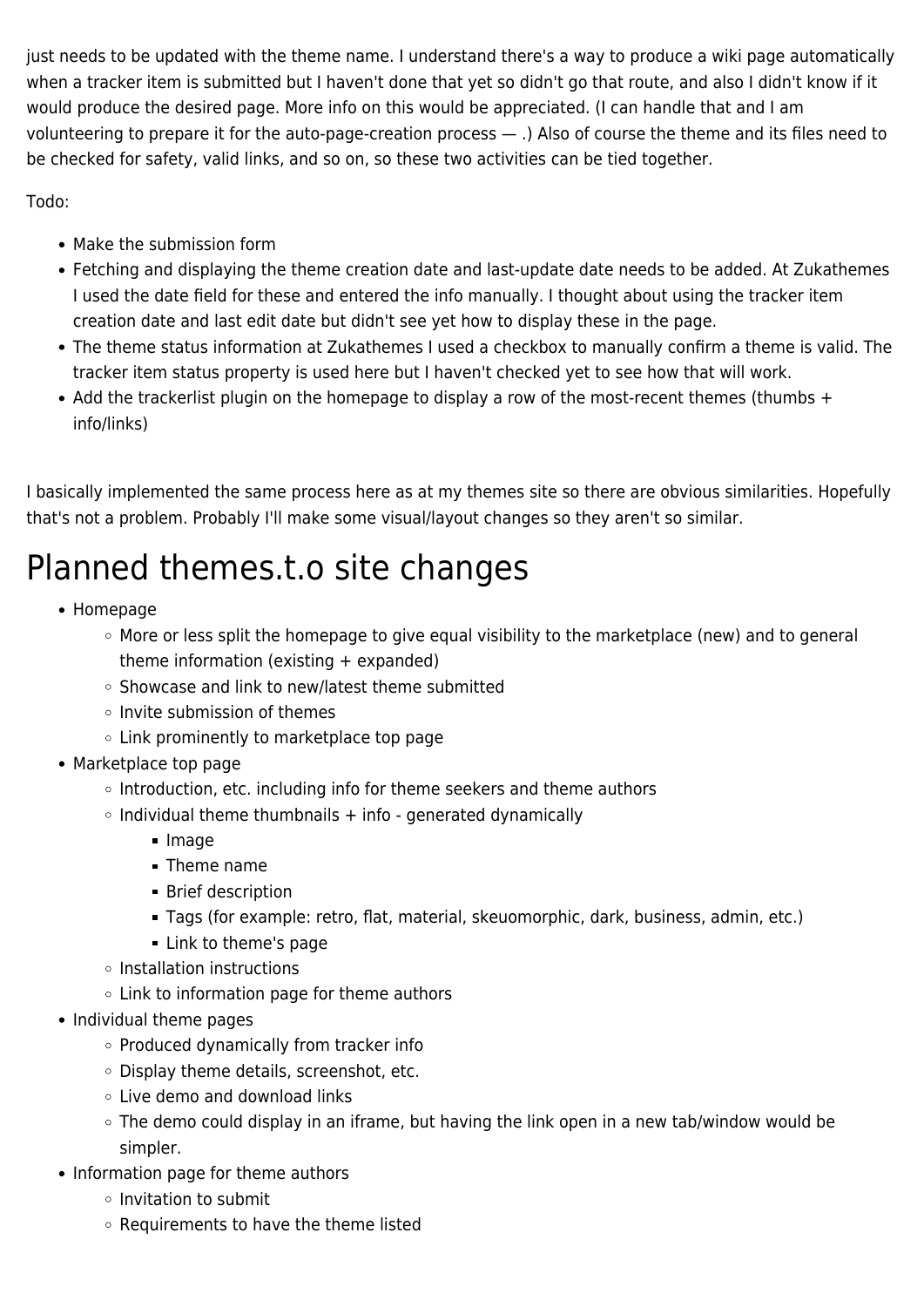just needs to be updated with the theme name. I understand there's a way to produce a wiki page automatically when a tracker item is submitted but I haven't done that yet so didn't go that route, and also I didn't know if it would produce the desired page. More info on this would be appreciated. (I can handle that and I am volunteering to prepare it for the auto-page-creation process — .) Also of course the theme and its files need to be checked for safety, valid links, and so on, so these two activities can be tied together.

Todo:

- Make the submission form
- Fetching and displaying the theme creation date and last-update date needs to be added. At Zukathemes I used the date field for these and entered the info manually. I thought about using the tracker item creation date and last edit date but didn't see yet how to display these in the page.
- The theme status information at Zukathemes I used a checkbox to manually confirm a theme is valid. The tracker item status property is used here but I haven't checked yet to see how that will work.
- Add the trackerlist plugin on the homepage to display a row of the most-recent themes (thumbs + info/links)

I basically implemented the same process here as at my themes site so there are obvious similarities. Hopefully that's not a problem. Probably I'll make some visual/layout changes so they aren't so similar.

# Planned themes.t.o site changes

- Homepage
  - More or less split the homepage to give equal visibility to the marketplace (new) and to general theme information (existing + expanded)
  - Showcase and link to new/latest theme submitted
  - Invite submission of themes
  - Link prominently to marketplace top page
- Marketplace top page
  - Introduction, etc. including info for theme seekers and theme authors
  - Individual theme thumbnails + info - generated dynamically
    - Image
    - Theme name
    - Brief description
    - Tags (for example: retro, flat, material, skeuomorphic, dark, business, admin, etc.)
    - Link to theme's page
  - Installation instructions
  - Link to information page for theme authors
- Individual theme pages
  - Produced dynamically from tracker info
  - Display theme details, screenshot, etc.
  - Live demo and download links
  - The demo could display in an iframe, but having the link open in a new tab/window would be simpler.
- Information page for theme authors
  - Invitation to submit
  - Requirements to have the theme listed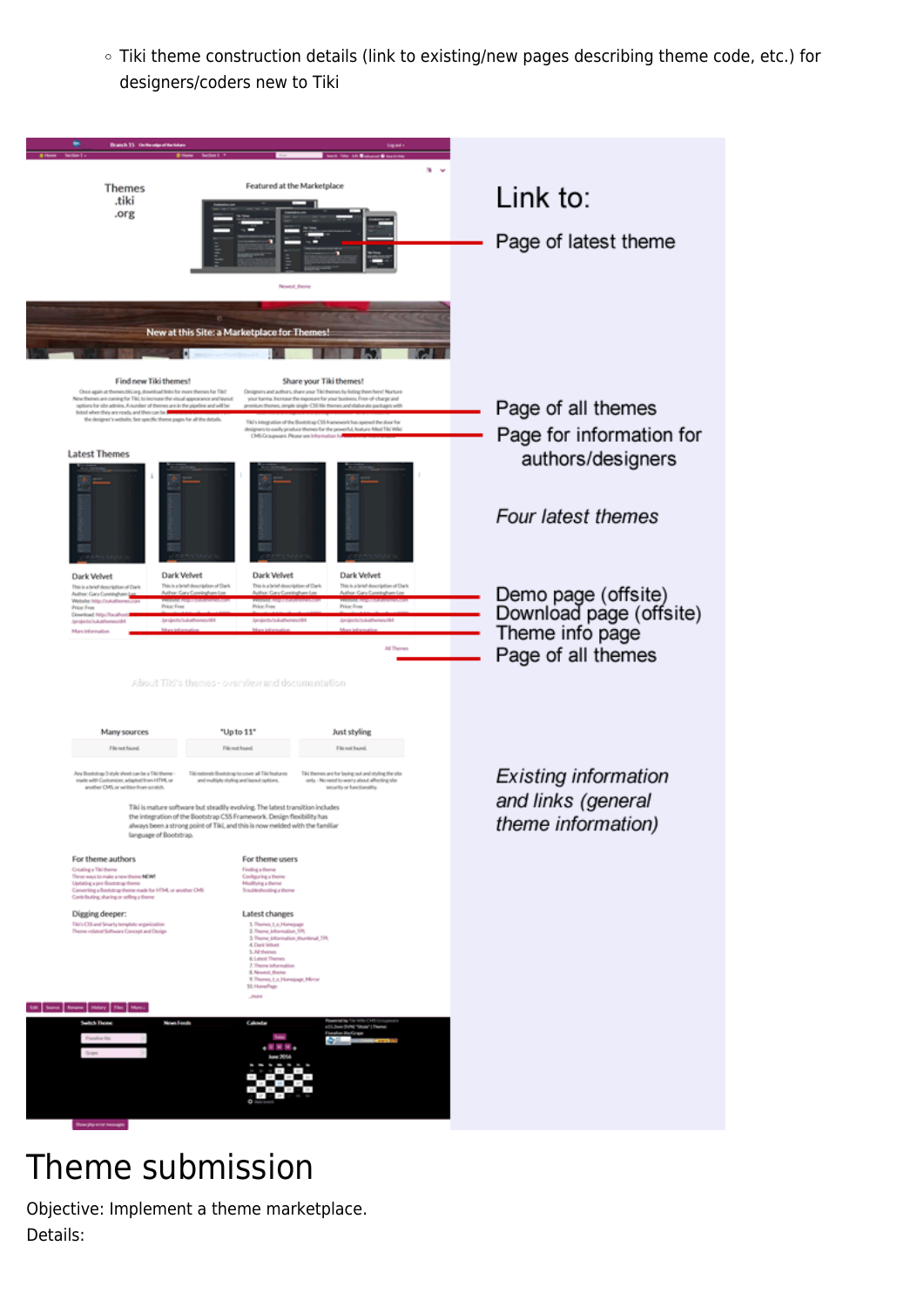- Tiki theme construction details (link to existing/new pages describing theme code, etc.) for designers/coders new to Tiki

Link to:

Page of latest theme

Page of all themes

Page for information for authors/designers

*Four latest themes*

Demo page (offsite)

Download page (offsite)

Theme info page

Page of all themes

*Existing information and links (general theme information)*

# Theme submission

Objective: Implement a theme marketplace.

Details: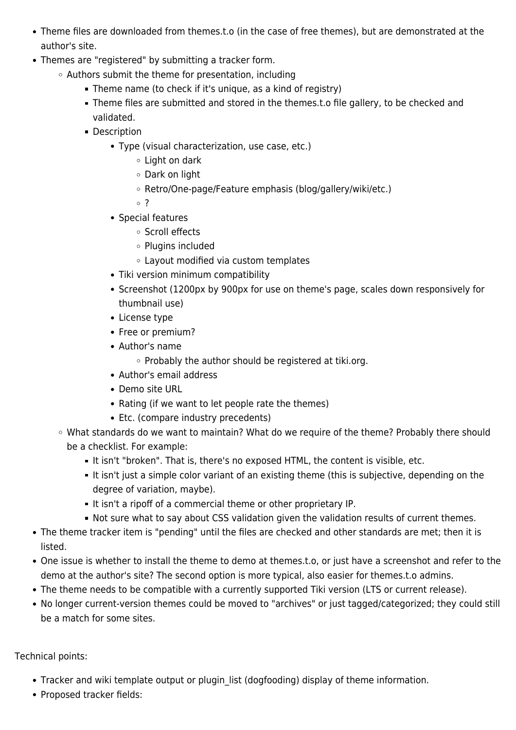- Theme files are downloaded from themes.t.o (in the case of free themes), but are demonstrated at the author's site.
- Themes are "registered" by submitting a tracker form.
  - Authors submit the theme for presentation, including
    - Theme name (to check if it's unique, as a kind of registry)
    - Theme files are submitted and stored in the themes.t.o file gallery, to be checked and validated.
    - Description
      - Type (visual characterization, use case, etc.)
        - Light on dark
        - Dark on light
        - Retro/One-page/Feature emphasis (blog/gallery/wiki/etc.)
        - ?
      - Special features
        - Scroll effects
        - Plugins included
        - Layout modified via custom templates
      - Tiki version minimum compatibility
      - Screenshot (1200px by 900px for use on theme's page, scales down responsively for thumbnail use)
      - License type
      - Free or premium?
      - Author's name
        - Probably the author should be registered at tiki.org.
      - Author's email address
      - Demo site URL
      - Rating (if we want to let people rate the themes)
      - Etc. (compare industry precedents)
  - What standards do we want to maintain? What do we require of the theme? Probably there should be a checklist. For example:
    - It isn't "broken". That is, there's no exposed HTML, the content is visible, etc.
    - It isn't just a simple color variant of an existing theme (this is subjective, depending on the degree of variation, maybe).
    - It isn't a ripoff of a commercial theme or other proprietary IP.
    - Not sure what to say about CSS validation given the validation results of current themes.
- The theme tracker item is "pending" until the files are checked and other standards are met; then it is listed.
- One issue is whether to install the theme to demo at themes.t.o, or just have a screenshot and refer to the demo at the author's site? The second option is more typical, also easier for themes.t.o admins.
- The theme needs to be compatible with a currently supported Tiki version (LTS or current release).
- No longer current-version themes could be moved to "archives" or just tagged/categorized; they could still be a match for some sites.

Technical points:

- Tracker and wiki template output or plugin_list (dogfooding) display of theme information.
- Proposed tracker fields: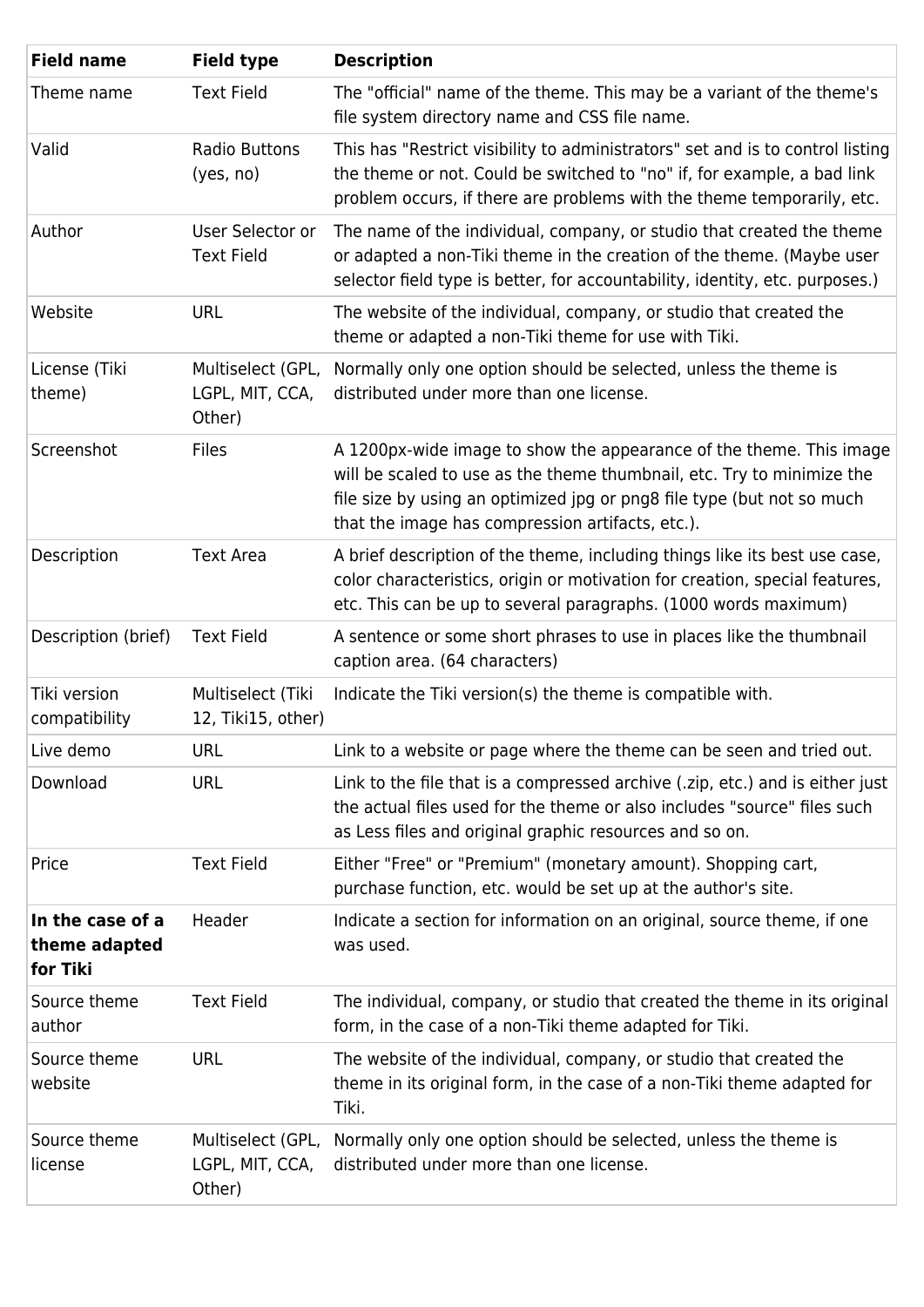| Field name | Field type | Description |
| --- | --- | --- |
| Theme name | Text Field | The "official" name of the theme. This may be a variant of the theme's file system directory name and CSS file name. |
| Valid | Radio Buttons (yes, no) | This has "Restrict visibility to administrators" set and is to control listing the theme or not. Could be switched to "no" if, for example, a bad link problem occurs, if there are problems with the theme temporarily, etc. |
| Author | User Selector or Text Field | The name of the individual, company, or studio that created the theme or adapted a non-Tiki theme in the creation of the theme. (Maybe user selector field type is better, for accountability, identity, etc. purposes.) |
| Website | URL | The website of the individual, company, or studio that created the theme or adapted a non-Tiki theme for use with Tiki. |
| License (Tiki theme) | Multiselect (GPL, LGPL, MIT, CCA, Other) | Normally only one option should be selected, unless the theme is distributed under more than one license. |
| Screenshot | Files | A 1200px-wide image to show the appearance of the theme. This image will be scaled to use as the theme thumbnail, etc. Try to minimize the file size by using an optimized jpg or png8 file type (but not so much that the image has compression artifacts, etc.). |
| Description | Text Area | A brief description of the theme, including things like its best use case, color characteristics, origin or motivation for creation, special features, etc. This can be up to several paragraphs. (1000 words maximum) |
| Description (brief) | Text Field | A sentence or some short phrases to use in places like the thumbnail caption area. (64 characters) |
| Tiki version compatibility | Multiselect (Tiki 12, Tiki15, other) | Indicate the Tiki version(s) the theme is compatible with. |
| Live demo | URL | Link to a website or page where the theme can be seen and tried out. |
| Download | URL | Link to the file that is a compressed archive (.zip, etc.) and is either just the actual files used for the theme or also includes "source" files such as Less files and original graphic resources and so on. |
| Price | Text Field | Either "Free" or "Premium" (monetary amount). Shopping cart, purchase function, etc. would be set up at the author's site. |
| **In the case of a theme adapted for Tiki** | Header | Indicate a section for information on an original, source theme, if one was used. |
| Source theme author | Text Field | The individual, company, or studio that created the theme in its original form, in the case of a non-Tiki theme adapted for Tiki. |
| Source theme website | URL | The website of the individual, company, or studio that created the theme in its original form, in the case of a non-Tiki theme adapted for Tiki. |
| Source theme license | Multiselect (GPL, LGPL, MIT, CCA, Other) | Normally only one option should be selected, unless the theme is distributed under more than one license. |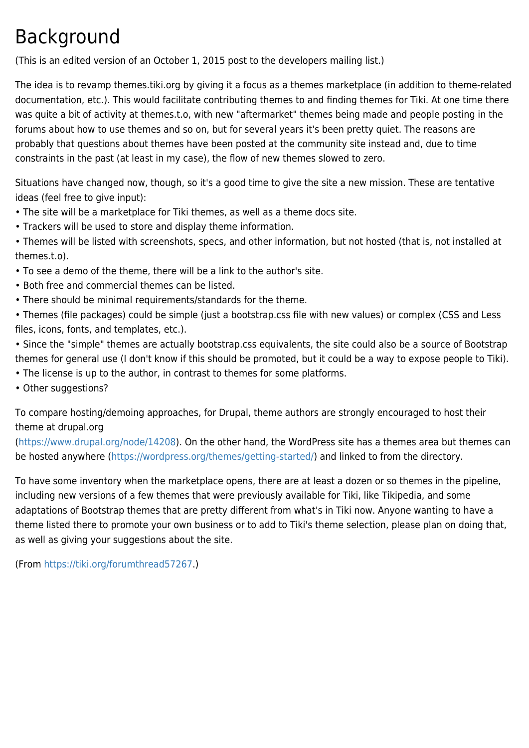# Background

(This is an edited version of an October 1, 2015 post to the developers mailing list.)

The idea is to revamp themes.tiki.org by giving it a focus as a themes marketplace (in addition to theme-related documentation, etc.). This would facilitate contributing themes to and finding themes for Tiki. At one time there was quite a bit of activity at themes.t.o, with new "aftermarket" themes being made and people posting in the forums about how to use themes and so on, but for several years it's been pretty quiet. The reasons are probably that questions about themes have been posted at the community site instead and, due to time constraints in the past (at least in my case), the flow of new themes slowed to zero.

Situations have changed now, though, so it's a good time to give the site a new mission. These are tentative ideas (feel free to give input):

- The site will be a marketplace for Tiki themes, as well as a theme docs site.
- Trackers will be used to store and display theme information.
- Themes will be listed with screenshots, specs, and other information, but not hosted (that is, not installed at themes.t.o).
- To see a demo of the theme, there will be a link to the author's site.
- Both free and commercial themes can be listed.
- There should be minimal requirements/standards for the theme.
- Themes (file packages) could be simple (just a bootstrap.css file with new values) or complex (CSS and Less files, icons, fonts, and templates, etc.).
- Since the "simple" themes are actually bootstrap.css equivalents, the site could also be a source of Bootstrap themes for general use (I don't know if this should be promoted, but it could be a way to expose people to Tiki).
- The license is up to the author, in contrast to themes for some platforms.
- Other suggestions?

To compare hosting/demoing approaches, for Drupal, theme authors are strongly encouraged to host their theme at drupal.org (https://www.drupal.org/node/14208). On the other hand, the WordPress site has a themes area but themes can be hosted anywhere (https://wordpress.org/themes/getting-started/) and linked to from the directory.

To have some inventory when the marketplace opens, there are at least a dozen or so themes in the pipeline, including new versions of a few themes that were previously available for Tiki, like Tikipedia, and some adaptations of Bootstrap themes that are pretty different from what's in Tiki now. Anyone wanting to have a theme listed there to promote your own business or to add to Tiki's theme selection, please plan on doing that, as well as giving your suggestions about the site.

(From https://tiki.org/forumthread57267.)